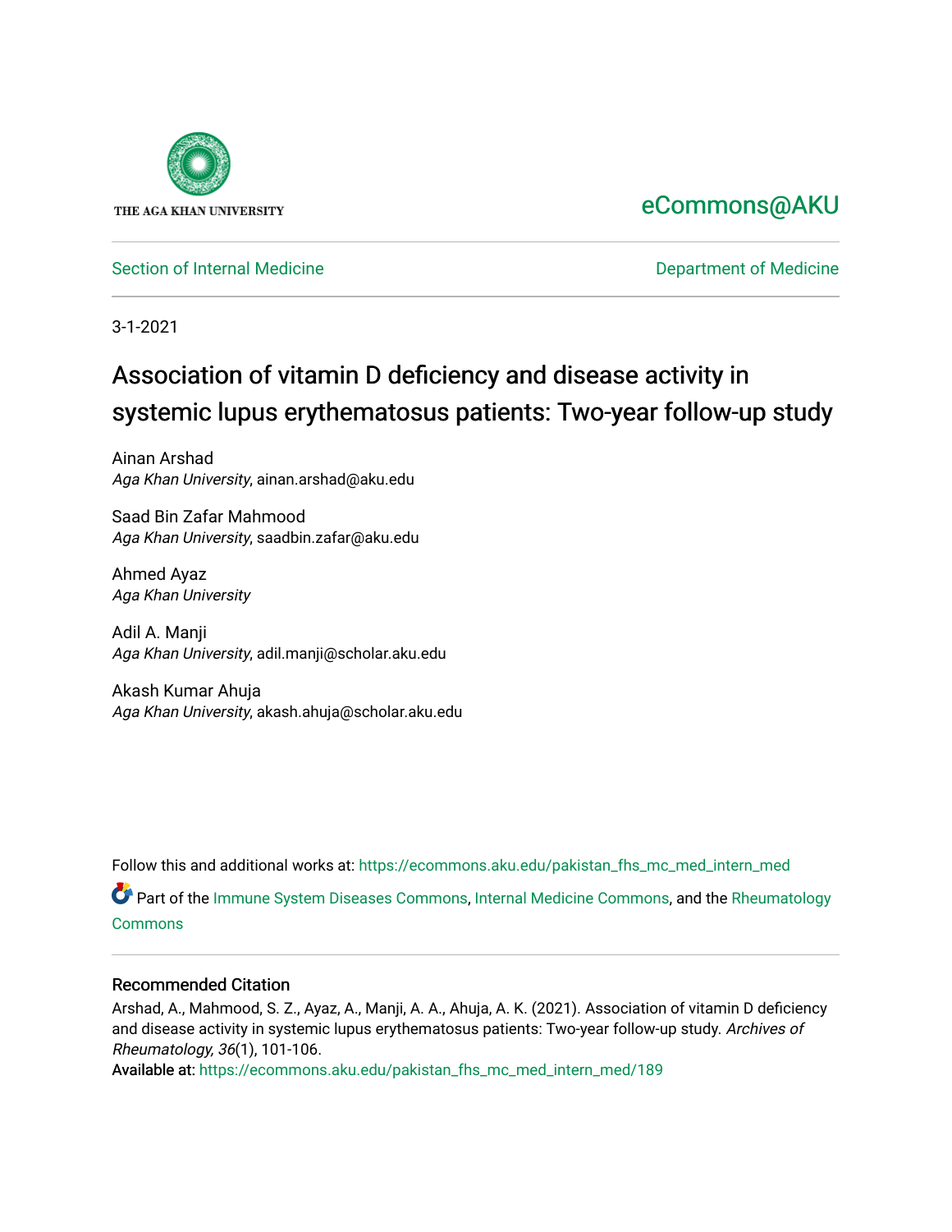THE AGA KHAN UNIVERSITY

eCommons@AKU

Section of Internal Medicine

Department of Medicine

3-1-2021

# Association of vitamin D deficiency and disease activity in systemic lupus erythematosus patients: Two-year follow-up study

Ainan Arshad
*Aga Khan University*, ainan.arshad@aku.edu

Saad Bin Zafar Mahmood
*Aga Khan University*, saadbin.zafar@aku.edu

Ahmed Ayaz
*Aga Khan University*

Adil A. Manji
*Aga Khan University*, adil.manji@scholar.aku.edu

Akash Kumar Ahuja
*Aga Khan University*, akash.ahuja@scholar.aku.edu

Follow this and additional works at: https://ecommons.aku.edu/pakistan_fhs_mc_med_intern_med

Part of the Immune System Diseases Commons, Internal Medicine Commons, and the Rheumatology Commons

## Recommended Citation

Arshad, A., Mahmood, S. Z., Ayaz, A., Manji, A. A., Ahuja, A. K. (2021). Association of vitamin D deficiency and disease activity in systemic lupus erythematosus patients: Two-year follow-up study. *Archives of Rheumatology, 36*(1), 101-106.
Available at: https://ecommons.aku.edu/pakistan_fhs_mc_med_intern_med/189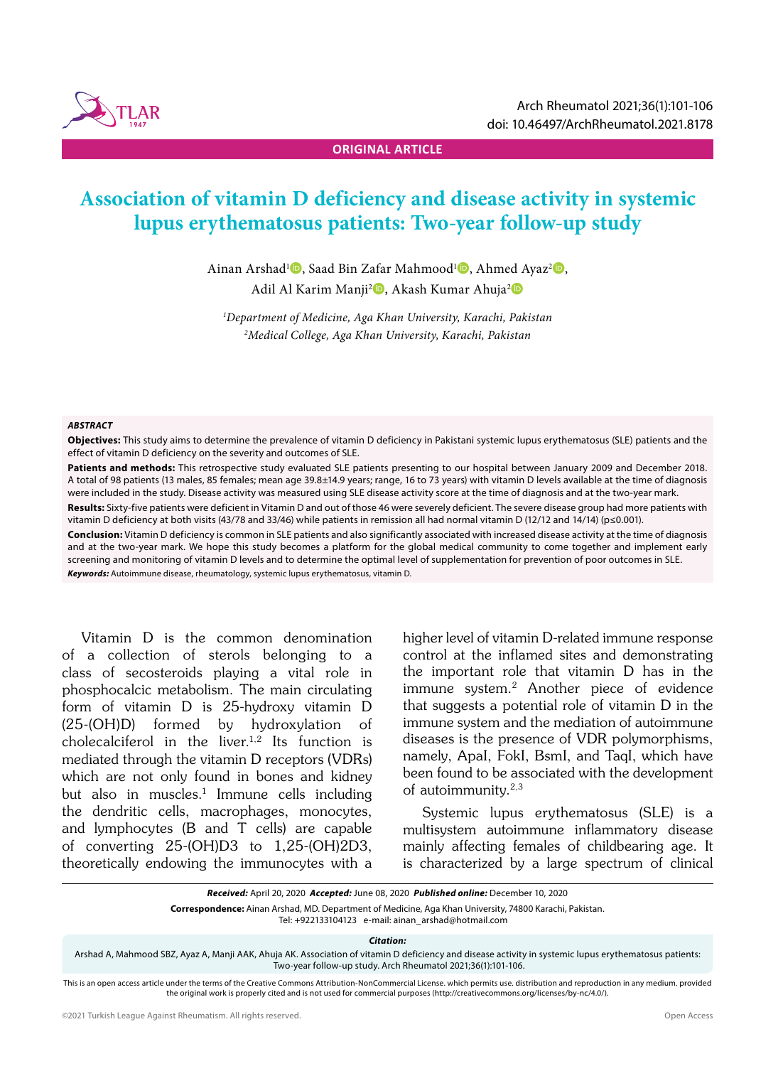ORIGINAL ARTICLE

# Association of vitamin D deficiency and disease activity in systemic lupus erythematosus patients: Two-year follow-up study

Ainan Arshad[1], Saad Bin Zafar Mahmood[1], Ahmed Ayaz[2], Adil Al Karim Manji[2], Akash Kumar Ahuja[2]

[1]*Department of Medicine, Aga Khan University, Karachi, Pakistan*
[2]*Medical College, Aga Khan University, Karachi, Pakistan*

## ABSTRACT

**Objectives:** This study aims to determine the prevalence of vitamin D deficiency in Pakistani systemic lupus erythematosus (SLE) patients and the effect of vitamin D deficiency on the severity and outcomes of SLE.

**Patients and methods:** This retrospective study evaluated SLE patients presenting to our hospital between January 2009 and December 2018. A total of 98 patients (13 males, 85 females; mean age 39.8±14.9 years; range, 16 to 73 years) with vitamin D levels available at the time of diagnosis were included in the study. Disease activity was measured using SLE disease activity score at the time of diagnosis and at the two-year mark.

**Results:** Sixty-five patients were deficient in Vitamin D and out of those 46 were severely deficient. The severe disease group had more patients with vitamin D deficiency at both visits (43/78 and 33/46) while patients in remission all had normal vitamin D (12/12 and 14/14) (p≤0.001).

**Conclusion:** Vitamin D deficiency is common in SLE patients and also significantly associated with increased disease activity at the time of diagnosis and at the two-year mark. We hope this study becomes a platform for the global medical community to come together and implement early screening and monitoring of vitamin D levels and to determine the optimal level of supplementation for prevention of poor outcomes in SLE.

***Keywords:*** Autoimmune disease, rheumatology, systemic lupus erythematosus, vitamin D.

Vitamin D is the common denomination of a collection of sterols belonging to a class of secosteroids playing a vital role in phosphocalcic metabolism. The main circulating form of vitamin D is 25-hydroxy vitamin D (25-(OH)D) formed by hydroxylation of cholecalciferol in the liver.[1,2] Its function is mediated through the vitamin D receptors (VDRs) which are not only found in bones and kidney but also in muscles.[1] Immune cells including the dendritic cells, macrophages, monocytes, and lymphocytes (B and T cells) are capable of converting 25-(OH)D3 to 1,25-(OH)2D3, theoretically endowing the immunocytes with a higher level of vitamin D-related immune response control at the inflamed sites and demonstrating the important role that vitamin D has in the immune system.[2] Another piece of evidence that suggests a potential role of vitamin D in the immune system and the mediation of autoimmune diseases is the presence of VDR polymorphisms, namely, ApaI, FokI, BsmI, and TaqI, which have been found to be associated with the development of autoimmunity.[2,3]

Systemic lupus erythematosus (SLE) is a multisystem autoimmune inflammatory disease mainly affecting females of childbearing age. It is characterized by a large spectrum of clinical

***Received:*** April 20, 2020 ***Accepted:*** June 08, 2020 ***Published online:*** December 10, 2020

**Correspondence:** Ainan Arshad, MD. Department of Medicine, Aga Khan University, 74800 Karachi, Pakistan.
Tel: +922133104123 e-mail: ainan_arshad@hotmail.com

***Citation:***
Arshad A, Mahmood SBZ, Ayaz A, Manji AAK, Ahuja AK. Association of vitamin D deficiency and disease activity in systemic lupus erythematosus patients: Two-year follow-up study. Arch Rheumatol 2021;36(1):101-106.

This is an open access article under the terms of the Creative Commons Attribution-NonCommercial License. which permits use. distribution and reproduction in any medium. provided the original work is properly cited and is not used for commercial purposes (http://creativecommons.org/licenses/by-nc/4.0/).

©2021 Turkish League Against Rheumatism. All rights reserved.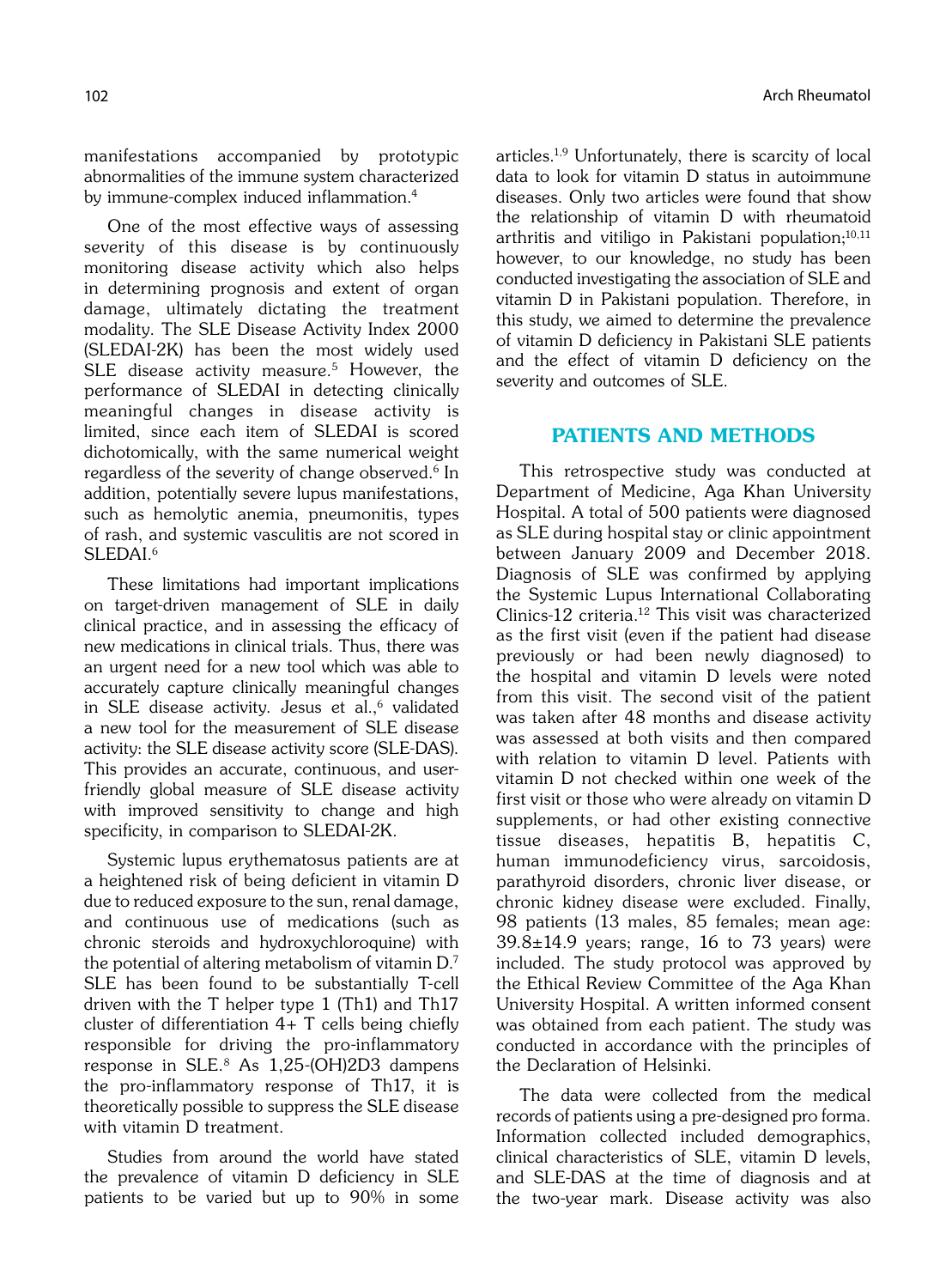manifestations accompanied by prototypic abnormalities of the immune system characterized by immune-complex induced inflammation.[4]

One of the most effective ways of assessing severity of this disease is by continuously monitoring disease activity which also helps in determining prognosis and extent of organ damage, ultimately dictating the treatment modality. The SLE Disease Activity Index 2000 (SLEDAI-2K) has been the most widely used SLE disease activity measure.[5] However, the performance of SLEDAI in detecting clinically meaningful changes in disease activity is limited, since each item of SLEDAI is scored dichotomically, with the same numerical weight regardless of the severity of change observed.[6] In addition, potentially severe lupus manifestations, such as hemolytic anemia, pneumonitis, types of rash, and systemic vasculitis are not scored in SLEDAI.[6]

These limitations had important implications on target-driven management of SLE in daily clinical practice, and in assessing the efficacy of new medications in clinical trials. Thus, there was an urgent need for a new tool which was able to accurately capture clinically meaningful changes in SLE disease activity. Jesus et al.,[6] validated a new tool for the measurement of SLE disease activity: the SLE disease activity score (SLE-DAS). This provides an accurate, continuous, and user-friendly global measure of SLE disease activity with improved sensitivity to change and high specificity, in comparison to SLEDAI-2K.

Systemic lupus erythematosus patients are at a heightened risk of being deficient in vitamin D due to reduced exposure to the sun, renal damage, and continuous use of medications (such as chronic steroids and hydroxychloroquine) with the potential of altering metabolism of vitamin D.[7] SLE has been found to be substantially T-cell driven with the T helper type 1 (Th1) and Th17 cluster of differentiation 4+ T cells being chiefly responsible for driving the pro-inflammatory response in SLE.[8] As 1,25-(OH)2D3 dampens the pro-inflammatory response of Th17, it is theoretically possible to suppress the SLE disease with vitamin D treatment.

Studies from around the world have stated the prevalence of vitamin D deficiency in SLE patients to be varied but up to 90% in some articles.[1,9] Unfortunately, there is scarcity of local data to look for vitamin D status in autoimmune diseases. Only two articles were found that show the relationship of vitamin D with rheumatoid arthritis and vitiligo in Pakistani population;[10,11] however, to our knowledge, no study has been conducted investigating the association of SLE and vitamin D in Pakistani population. Therefore, in this study, we aimed to determine the prevalence of vitamin D deficiency in Pakistani SLE patients and the effect of vitamin D deficiency on the severity and outcomes of SLE.

## PATIENTS AND METHODS

This retrospective study was conducted at Department of Medicine, Aga Khan University Hospital. A total of 500 patients were diagnosed as SLE during hospital stay or clinic appointment between January 2009 and December 2018. Diagnosis of SLE was confirmed by applying the Systemic Lupus International Collaborating Clinics-12 criteria.[12] This visit was characterized as the first visit (even if the patient had disease previously or had been newly diagnosed) to the hospital and vitamin D levels were noted from this visit. The second visit of the patient was taken after 48 months and disease activity was assessed at both visits and then compared with relation to vitamin D level. Patients with vitamin D not checked within one week of the first visit or those who were already on vitamin D supplements, or had other existing connective tissue diseases, hepatitis B, hepatitis C, human immunodeficiency virus, sarcoidosis, parathyroid disorders, chronic liver disease, or chronic kidney disease were excluded. Finally, 98 patients (13 males, 85 females; mean age: 39.8±14.9 years; range, 16 to 73 years) were included. The study protocol was approved by the Ethical Review Committee of the Aga Khan University Hospital. A written informed consent was obtained from each patient. The study was conducted in accordance with the principles of the Declaration of Helsinki.

The data were collected from the medical records of patients using a pre-designed pro forma. Information collected included demographics, clinical characteristics of SLE, vitamin D levels, and SLE-DAS at the time of diagnosis and at the two-year mark. Disease activity was also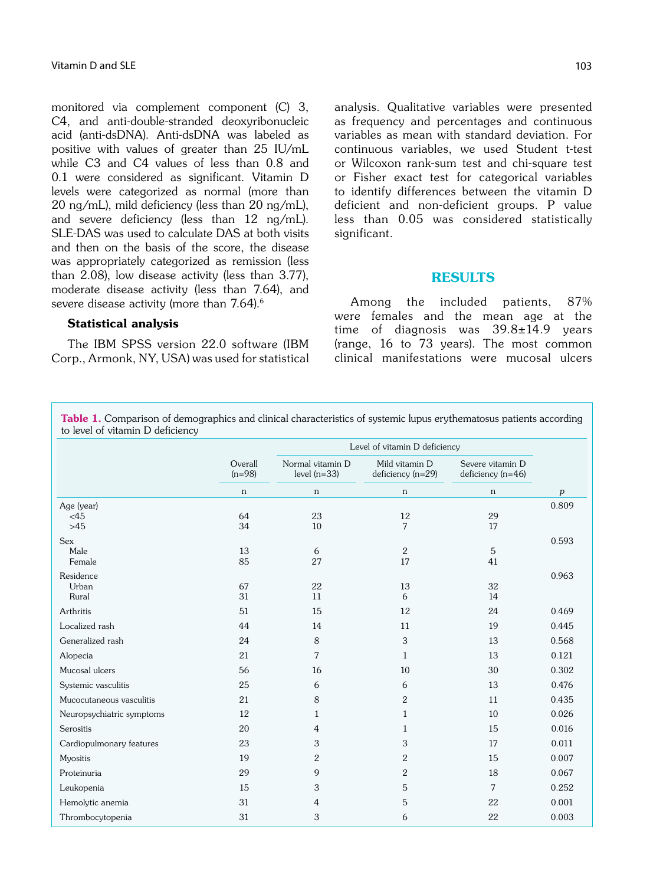monitored via complement component (C) 3, C4, and anti-double-stranded deoxyribonucleic acid (anti-dsDNA). Anti-dsDNA was labeled as positive with values of greater than 25 IU/mL while C3 and C4 values of less than 0.8 and 0.1 were considered as significant. Vitamin D levels were categorized as normal (more than 20 ng/mL), mild deficiency (less than 20 ng/mL), and severe deficiency (less than 12 ng/mL). SLE-DAS was used to calculate DAS at both visits and then on the basis of the score, the disease was appropriately categorized as remission (less than 2.08), low disease activity (less than 3.77), moderate disease activity (less than 7.64), and severe disease activity (more than 7.64).[6]

### Statistical analysis

The IBM SPSS version 22.0 software (IBM Corp., Armonk, NY, USA) was used for statistical analysis. Qualitative variables were presented as frequency and percentages and continuous variables as mean with standard deviation. For continuous variables, we used Student t-test or Wilcoxon rank-sum test and chi-square test or Fisher exact test for categorical variables to identify differences between the vitamin D deficient and non-deficient groups. P value less than 0.05 was considered statistically significant.

## RESULTS

Among the included patients, 87% were females and the mean age at the time of diagnosis was 39.8±14.9 years (range, 16 to 73 years). The most common clinical manifestations were mucosal ulcers

**Table 1.** Comparison of demographics and clinical characteristics of systemic lupus erythematosus patients according to level of vitamin D deficiency

| | Overall (n=98) | Level of vitamin D deficiency | | | |
|---|---|---|---|---|---|
| | | Normal vitamin D level (n=33) | Mild vitamin D deficiency (n=29) | Severe vitamin D deficiency (n=46) | |
| | n | n | n | n | *p* |
| Age (year) | | | | | 0.809 |
| <45 | 64 | 23 | 12 | 29 | |
| >45 | 34 | 10 | 7 | 17 | |
| Sex | | | | | 0.593 |
| Male | 13 | 6 | 2 | 5 | |
| Female | 85 | 27 | 17 | 41 | |
| Residence | | | | | 0.963 |
| Urban | 67 | 22 | 13 | 32 | |
| Rural | 31 | 11 | 6 | 14 | |
| Arthritis | 51 | 15 | 12 | 24 | 0.469 |
| Localized rash | 44 | 14 | 11 | 19 | 0.445 |
| Generalized rash | 24 | 8 | 3 | 13 | 0.568 |
| Alopecia | 21 | 7 | 1 | 13 | 0.121 |
| Mucosal ulcers | 56 | 16 | 10 | 30 | 0.302 |
| Systemic vasculitis | 25 | 6 | 6 | 13 | 0.476 |
| Mucocutaneous vasculitis | 21 | 8 | 2 | 11 | 0.435 |
| Neuropsychiatric symptoms | 12 | 1 | 1 | 10 | 0.026 |
| Serositis | 20 | 4 | 1 | 15 | 0.016 |
| Cardiopulmonary features | 23 | 3 | 3 | 17 | 0.011 |
| Myositis | 19 | 2 | 2 | 15 | 0.007 |
| Proteinuria | 29 | 9 | 2 | 18 | 0.067 |
| Leukopenia | 15 | 3 | 5 | 7 | 0.252 |
| Hemolytic anemia | 31 | 4 | 5 | 22 | 0.001 |
| Thrombocytopenia | 31 | 3 | 6 | 22 | 0.003 |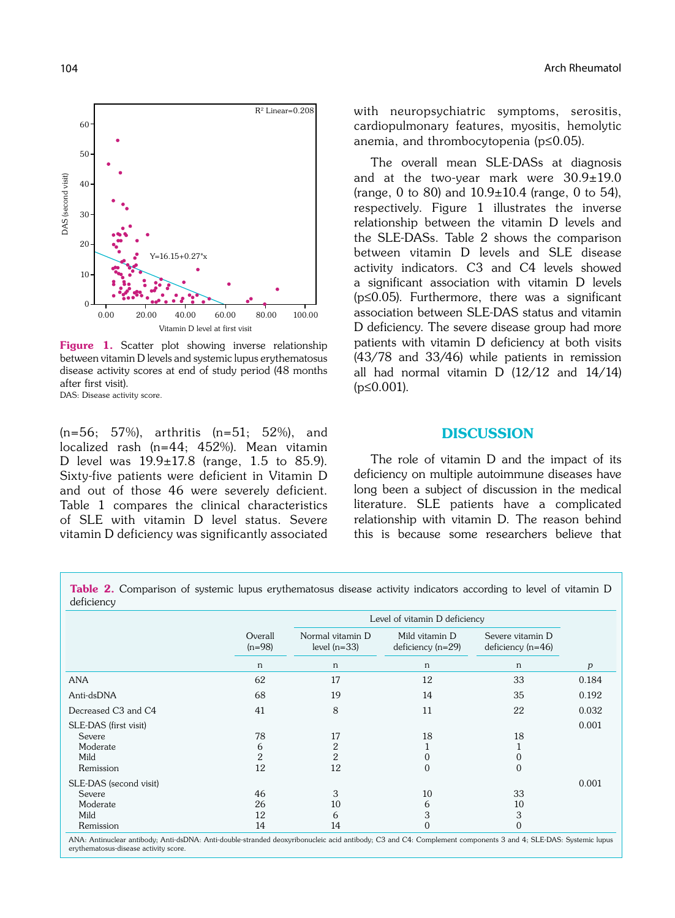Figure 1. Scatter plot showing inverse relationship between vitamin D levels and systemic lupus erythematosus disease activity scores at end of study period (48 months after first visit).

DAS: Disease activity score.

(n=56; 57%), arthritis (n=51; 52%), and localized rash (n=44; 452%). Mean vitamin D level was 19.9±17.8 (range, 1.5 to 85.9). Sixty-five patients were deficient in Vitamin D and out of those 46 were severely deficient. Table 1 compares the clinical characteristics of SLE with vitamin D level status. Severe vitamin D deficiency was significantly associated with neuropsychiatric symptoms, serositis, cardiopulmonary features, myositis, hemolytic anemia, and thrombocytopenia ($p \leq 0.05$).

The overall mean SLE-DASs at diagnosis and at the two-year mark were 30.9±19.0 (range, 0 to 80) and 10.9±10.4 (range, 0 to 54), respectively. Figure 1 illustrates the inverse relationship between the vitamin D levels and the SLE-DASs. Table 2 shows the comparison between vitamin D levels and SLE disease activity indicators. C3 and C4 levels showed a significant association with vitamin D levels ($p \leq 0.05$). Furthermore, there was a significant association between SLE-DAS status and vitamin D deficiency. The severe disease group had more patients with vitamin D deficiency at both visits (43/78 and 33/46) while patients in remission all had normal vitamin D (12/12 and 14/14) ($p \leq 0.001$).

## DISCUSSION

The role of vitamin D and the impact of its deficiency on multiple autoimmune diseases have long been a subject of discussion in the medical literature. SLE patients have a complicated relationship with vitamin D. The reason behind this is because some researchers believe that

**Table 2.** Comparison of systemic lupus erythematosus disease activity indicators according to level of vitamin D deficiency

| | Overall (n=98) | Level of vitamin D deficiency | | | |
|---|---|---|---|---|---|
| | | Normal vitamin D level (n=33) | Mild vitamin D deficiency (n=29) | Severe vitamin D deficiency (n=46) | |
| | n | n | n | n | *p* |
| ANA | 62 | 17 | 12 | 33 | 0.184 |
| Anti-dsDNA | 68 | 19 | 14 | 35 | 0.192 |
| Decreased C3 and C4 | 41 | 8 | 11 | 22 | 0.032 |
| SLE-DAS (first visit) | | | | | 0.001 |
| Severe | 78 | 17 | 18 | 18 | |
| Moderate | 6 | 2 | 1 | 1 | |
| Mild | 2 | 2 | 0 | 0 | |
| Remission | 12 | 12 | 0 | 0 | |
| SLE-DAS (second visit) | | | | | 0.001 |
| Severe | 46 | 3 | 10 | 33 | |
| Moderate | 26 | 10 | 6 | 10 | |
| Mild | 12 | 6 | 3 | 3 | |
| Remission | 14 | 14 | 0 | 0 | |

ANA: Antinuclear antibody; Anti-dsDNA: Anti-double-stranded deoxyribonucleic acid antibody; C3 and C4: Complement components 3 and 4; SLE-DAS: Systemic lupus erythematosus-disease activity score.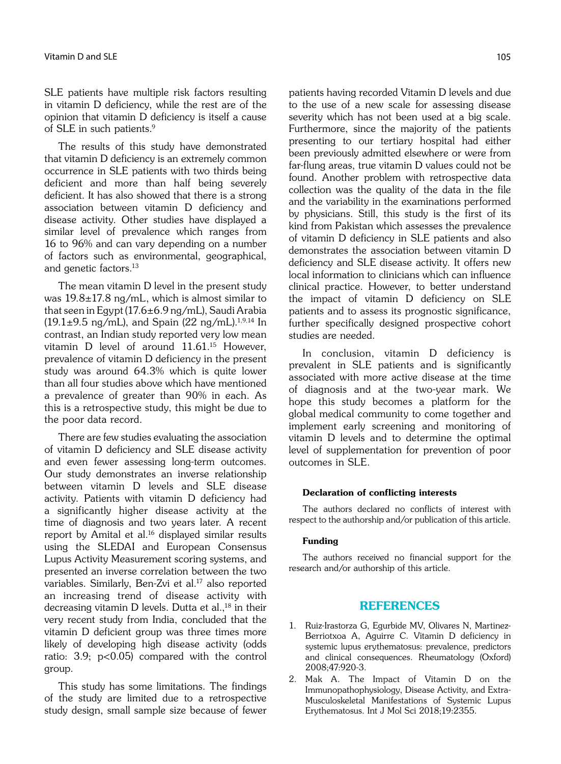SLE patients have multiple risk factors resulting in vitamin D deficiency, while the rest are of the opinion that vitamin D deficiency is itself a cause of SLE in such patients.[9]

The results of this study have demonstrated that vitamin D deficiency is an extremely common occurrence in SLE patients with two thirds being deficient and more than half being severely deficient. It has also showed that there is a strong association between vitamin D deficiency and disease activity. Other studies have displayed a similar level of prevalence which ranges from 16 to 96% and can vary depending on a number of factors such as environmental, geographical, and genetic factors.[13]

The mean vitamin D level in the present study was 19.8±17.8 ng/mL, which is almost similar to that seen in Egypt (17.6±6.9 ng/mL), Saudi Arabia (19.1±9.5 ng/mL), and Spain (22 ng/mL).[1,9,14] In contrast, an Indian study reported very low mean vitamin D level of around 11.61.[15] However, prevalence of vitamin D deficiency in the present study was around 64.3% which is quite lower than all four studies above which have mentioned a prevalence of greater than 90% in each. As this is a retrospective study, this might be due to the poor data record.

There are few studies evaluating the association of vitamin D deficiency and SLE disease activity and even fewer assessing long-term outcomes. Our study demonstrates an inverse relationship between vitamin D levels and SLE disease activity. Patients with vitamin D deficiency had a significantly higher disease activity at the time of diagnosis and two years later. A recent report by Amital et al.[16] displayed similar results using the SLEDAI and European Consensus Lupus Activity Measurement scoring systems, and presented an inverse correlation between the two variables. Similarly, Ben-Zvi et al.[17] also reported an increasing trend of disease activity with decreasing vitamin D levels. Dutta et al.,[18] in their very recent study from India, concluded that the vitamin D deficient group was three times more likely of developing high disease activity (odds ratio: 3.9; $p<0.05$) compared with the control group.

This study has some limitations. The findings of the study are limited due to a retrospective study design, small sample size because of fewer patients having recorded Vitamin D levels and due to the use of a new scale for assessing disease severity which has not been used at a big scale. Furthermore, since the majority of the patients presenting to our tertiary hospital had either been previously admitted elsewhere or were from far-flung areas, true vitamin D values could not be found. Another problem with retrospective data collection was the quality of the data in the file and the variability in the examinations performed by physicians. Still, this study is the first of its kind from Pakistan which assesses the prevalence of vitamin D deficiency in SLE patients and also demonstrates the association between vitamin D deficiency and SLE disease activity. It offers new local information to clinicians which can influence clinical practice. However, to better understand the impact of vitamin D deficiency on SLE patients and to assess its prognostic significance, further specifically designed prospective cohort studies are needed.

In conclusion, vitamin D deficiency is prevalent in SLE patients and is significantly associated with more active disease at the time of diagnosis and at the two-year mark. We hope this study becomes a platform for the global medical community to come together and implement early screening and monitoring of vitamin D levels and to determine the optimal level of supplementation for prevention of poor outcomes in SLE.

#### Declaration of conflicting interests

The authors declared no conflicts of interest with respect to the authorship and/or publication of this article.

#### Funding

The authors received no financial support for the research and/or authorship of this article.

## REFERENCES

1. Ruiz-Irastorza G, Egurbide MV, Olivares N, Martinez-Berriotxoa A, Aguirre C. Vitamin D deficiency in systemic lupus erythematosus: prevalence, predictors and clinical consequences. Rheumatology (Oxford) 2008;47:920-3.
2. Mak A. The Impact of Vitamin D on the Immunopathophysiology, Disease Activity, and Extra-Musculoskeletal Manifestations of Systemic Lupus Erythematosus. Int J Mol Sci 2018;19:2355.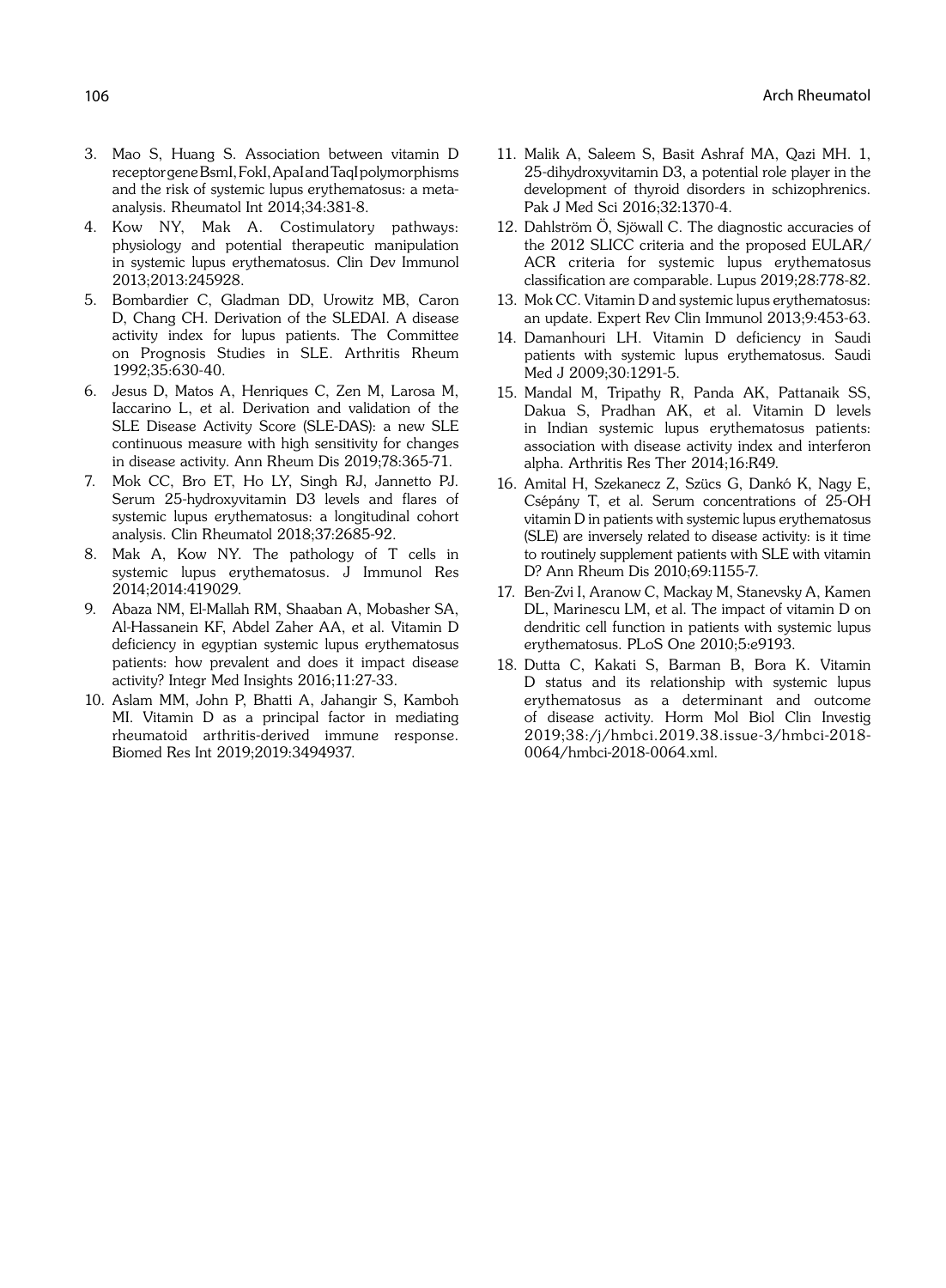3. Mao S, Huang S. Association between vitamin D receptor gene BsmI, FokI, ApaI and TaqI polymorphisms and the risk of systemic lupus erythematosus: a meta-analysis. Rheumatol Int 2014;34:381-8.
4. Kow NY, Mak A. Costimulatory pathways: physiology and potential therapeutic manipulation in systemic lupus erythematosus. Clin Dev Immunol 2013;2013:245928.
5. Bombardier C, Gladman DD, Urowitz MB, Caron D, Chang CH. Derivation of the SLEDAI. A disease activity index for lupus patients. The Committee on Prognosis Studies in SLE. Arthritis Rheum 1992;35:630-40.
6. Jesus D, Matos A, Henriques C, Zen M, Larosa M, Iaccarino L, et al. Derivation and validation of the SLE Disease Activity Score (SLE-DAS): a new SLE continuous measure with high sensitivity for changes in disease activity. Ann Rheum Dis 2019;78:365-71.
7. Mok CC, Bro ET, Ho LY, Singh RJ, Jannetto PJ. Serum 25-hydroxyvitamin D3 levels and flares of systemic lupus erythematosus: a longitudinal cohort analysis. Clin Rheumatol 2018;37:2685-92.
8. Mak A, Kow NY. The pathology of T cells in systemic lupus erythematosus. J Immunol Res 2014;2014:419029.
9. Abaza NM, El-Mallah RM, Shaaban A, Mobasher SA, Al-Hassanein KF, Abdel Zaher AA, et al. Vitamin D deficiency in egyptian systemic lupus erythematosus patients: how prevalent and does it impact disease activity? Integr Med Insights 2016;11:27-33.
10. Aslam MM, John P, Bhatti A, Jahangir S, Kamboh MI. Vitamin D as a principal factor in mediating rheumatoid arthritis-derived immune response. Biomed Res Int 2019;2019:3494937.
11. Malik A, Saleem S, Basit Ashraf MA, Qazi MH. 1, 25-dihydroxyvitamin D3, a potential role player in the development of thyroid disorders in schizophrenics. Pak J Med Sci 2016;32:1370-4.
12. Dahlström Ö, Sjöwall C. The diagnostic accuracies of the 2012 SLICC criteria and the proposed EULAR/ACR criteria for systemic lupus erythematosus classification are comparable. Lupus 2019;28:778-82.
13. Mok CC. Vitamin D and systemic lupus erythematosus: an update. Expert Rev Clin Immunol 2013;9:453-63.
14. Damanhouri LH. Vitamin D deficiency in Saudi patients with systemic lupus erythematosus. Saudi Med J 2009;30:1291-5.
15. Mandal M, Tripathy R, Panda AK, Pattanaik SS, Dakua S, Pradhan AK, et al. Vitamin D levels in Indian systemic lupus erythematosus patients: association with disease activity index and interferon alpha. Arthritis Res Ther 2014;16:R49.
16. Amital H, Szekanecz Z, Szücs G, Dankó K, Nagy E, Csépány T, et al. Serum concentrations of 25-OH vitamin D in patients with systemic lupus erythematosus (SLE) are inversely related to disease activity: is it time to routinely supplement patients with SLE with vitamin D? Ann Rheum Dis 2010;69:1155-7.
17. Ben-Zvi I, Aranow C, Mackay M, Stanevsky A, Kamen DL, Marinescu LM, et al. The impact of vitamin D on dendritic cell function in patients with systemic lupus erythematosus. PLoS One 2010;5:e9193.
18. Dutta C, Kakati S, Barman B, Bora K. Vitamin D status and its relationship with systemic lupus erythematosus as a determinant and outcome of disease activity. Horm Mol Biol Clin Investig 2019;38:/j/hmbci.2019.38.issue-3/hmbci-2018-0064/hmbci-2018-0064.xml.